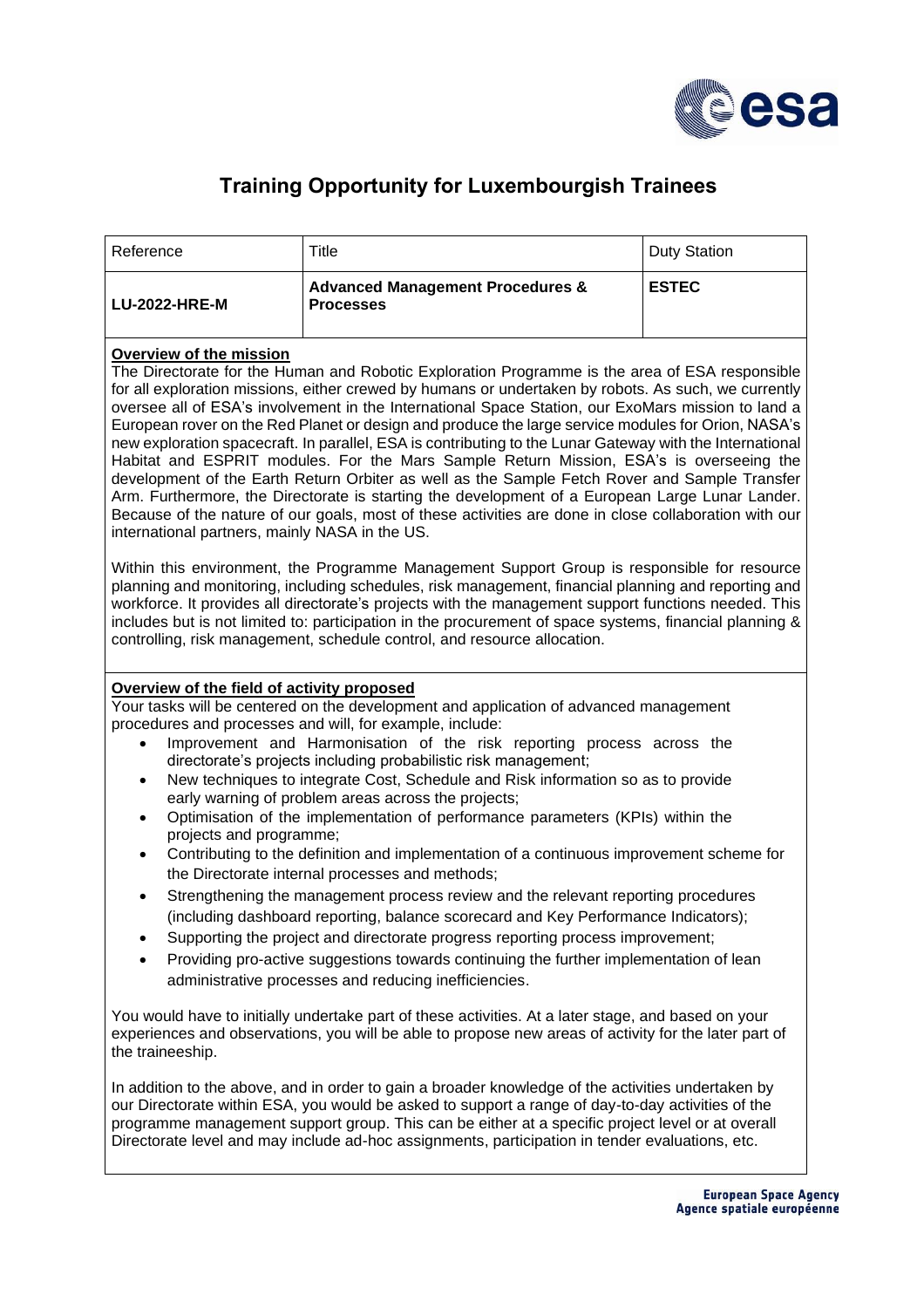# Training Opportunity for Luxembourgish Trainees

| Reference | Title | Duty Station |
| --- | --- | --- |
| **LU-2022-HRE-M** | **Advanced Management Procedures & Processes** | **ESTEC** |

**Overview of the mission**

The Directorate for the Human and Robotic Exploration Programme is the area of ESA responsible for all exploration missions, either crewed by humans or undertaken by robots. As such, we currently oversee all of ESA's involvement in the International Space Station, our ExoMars mission to land a European rover on the Red Planet or design and produce the large service modules for Orion, NASA's new exploration spacecraft. In parallel, ESA is contributing to the Lunar Gateway with the International Habitat and ESPRIT modules. For the Mars Sample Return Mission, ESA's is overseeing the development of the Earth Return Orbiter as well as the Sample Fetch Rover and Sample Transfer Arm. Furthermore, the Directorate is starting the development of a European Large Lunar Lander. Because of the nature of our goals, most of these activities are done in close collaboration with our international partners, mainly NASA in the US.

Within this environment, the Programme Management Support Group is responsible for resource planning and monitoring, including schedules, risk management, financial planning and reporting and workforce. It provides all directorate's projects with the management support functions needed. This includes but is not limited to: participation in the procurement of space systems, financial planning & controlling, risk management, schedule control, and resource allocation.

**Overview of the field of activity proposed**

Your tasks will be centered on the development and application of advanced management procedures and processes and will, for example, include:

- Improvement and Harmonisation of the risk reporting process across the directorate's projects including probabilistic risk management;
- New techniques to integrate Cost, Schedule and Risk information so as to provide early warning of problem areas across the projects;
- Optimisation of the implementation of performance parameters (KPIs) within the projects and programme;
- Contributing to the definition and implementation of a continuous improvement scheme for the Directorate internal processes and methods;
- Strengthening the management process review and the relevant reporting procedures (including dashboard reporting, balance scorecard and Key Performance Indicators);
- Supporting the project and directorate progress reporting process improvement;
- Providing pro-active suggestions towards continuing the further implementation of lean administrative processes and reducing inefficiencies.

You would have to initially undertake part of these activities. At a later stage, and based on your experiences and observations, you will be able to propose new areas of activity for the later part of the traineeship.

In addition to the above, and in order to gain a broader knowledge of the activities undertaken by our Directorate within ESA, you would be asked to support a range of day-to-day activities of the programme management support group. This can be either at a specific project level or at overall Directorate level and may include ad-hoc assignments, participation in tender evaluations, etc.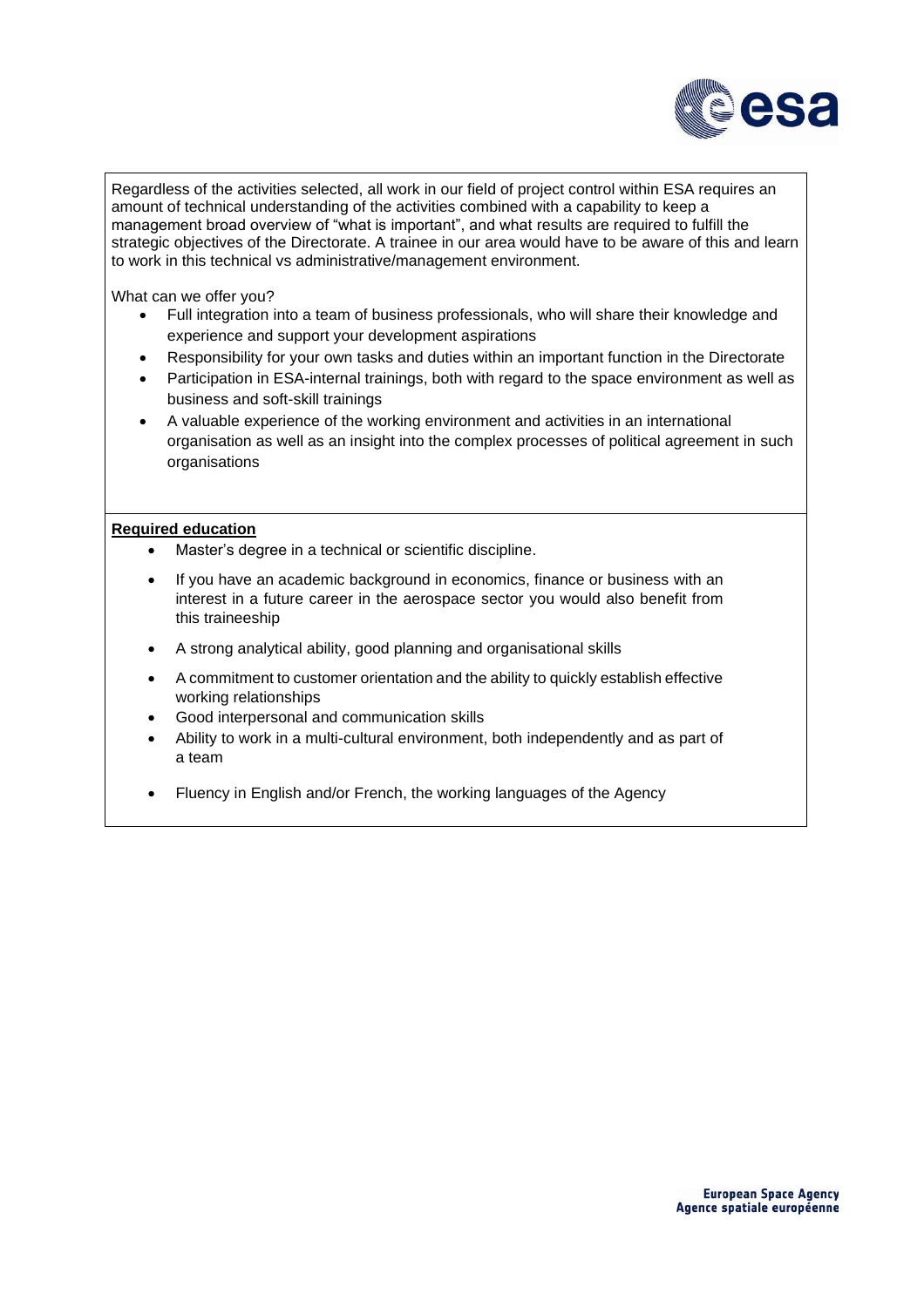Regardless of the activities selected, all work in our field of project control within ESA requires an amount of technical understanding of the activities combined with a capability to keep a management broad overview of "what is important", and what results are required to fulfill the strategic objectives of the Directorate. A trainee in our area would have to be aware of this and learn to work in this technical vs administrative/management environment.

What can we offer you?

- Full integration into a team of business professionals, who will share their knowledge and experience and support your development aspirations
- Responsibility for your own tasks and duties within an important function in the Directorate
- Participation in ESA-internal trainings, both with regard to the space environment as well as business and soft-skill trainings
- A valuable experience of the working environment and activities in an international organisation as well as an insight into the complex processes of political agreement in such organisations

**Required education**

- Master's degree in a technical or scientific discipline.
- If you have an academic background in economics, finance or business with an interest in a future career in the aerospace sector you would also benefit from this traineeship
- A strong analytical ability, good planning and organisational skills
- A commitment to customer orientation and the ability to quickly establish effective working relationships
- Good interpersonal and communication skills
- Ability to work in a multi-cultural environment, both independently and as part of a team
- Fluency in English and/or French, the working languages of the Agency